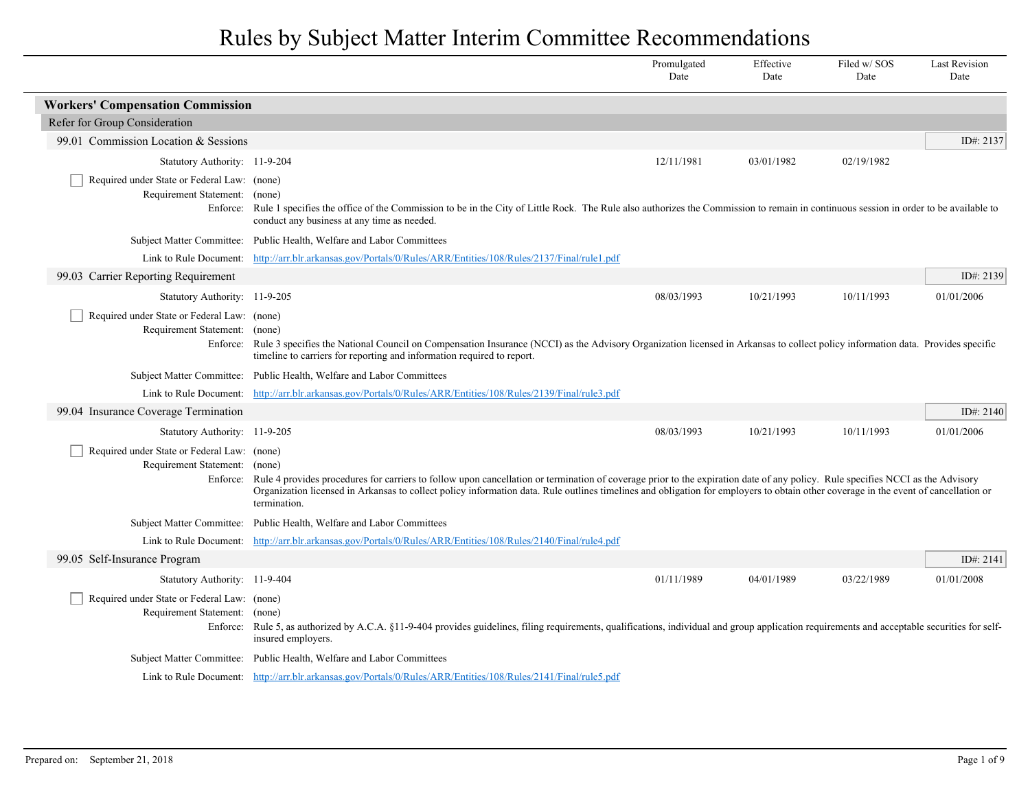# Rules by Subject Matter Interim Committee Recommendations

| | Promulgated Date | Effective Date | Filed w/ SOS Date | Last Revision Date |
|---|---|---|---|---|

## Workers' Compensation Commission

### Refer for Group Consideration

#### 99.01 Commission Location & Sessions

ID#: 2137

| | Promulgated Date | Effective Date | Filed w/ SOS Date | Last Revision Date |
|---|---|---|---|---|
| Statutory Authority: 11-9-204 | 12/11/1981 | 03/01/1982 | 02/19/1982 | |

☐ Required under State or Federal Law: (none)

Requirement Statement: (none)

Enforce: Rule 1 specifies the office of the Commission to be in the City of Little Rock. The Rule also authorizes the Commission to remain in continuous session in order to be available to conduct any business at any time as needed.

Subject Matter Committee: Public Health, Welfare and Labor Committees

Link to Rule Document: http://arr.blr.arkansas.gov/Portals/0/Rules/ARR/Entities/108/Rules/2137/Final/rule1.pdf

#### 99.03 Carrier Reporting Requirement

ID#: 2139

| | Promulgated Date | Effective Date | Filed w/ SOS Date | Last Revision Date |
|---|---|---|---|---|
| Statutory Authority: 11-9-205 | 08/03/1993 | 10/21/1993 | 10/11/1993 | 01/01/2006 |

☐ Required under State or Federal Law: (none)

Requirement Statement: (none)

Enforce: Rule 3 specifies the National Council on Compensation Insurance (NCCI) as the Advisory Organization licensed in Arkansas to collect policy information data. Provides specific timeline to carriers for reporting and information required to report.

Subject Matter Committee: Public Health, Welfare and Labor Committees

Link to Rule Document: http://arr.blr.arkansas.gov/Portals/0/Rules/ARR/Entities/108/Rules/2139/Final/rule3.pdf

#### 99.04 Insurance Coverage Termination

ID#: 2140

| | Promulgated Date | Effective Date | Filed w/ SOS Date | Last Revision Date |
|---|---|---|---|---|
| Statutory Authority: 11-9-205 | 08/03/1993 | 10/21/1993 | 10/11/1993 | 01/01/2006 |

☐ Required under State or Federal Law: (none)

Requirement Statement: (none)

Enforce: Rule 4 provides procedures for carriers to follow upon cancellation or termination of coverage prior to the expiration date of any policy. Rule specifies NCCI as the Advisory Organization licensed in Arkansas to collect policy information data. Rule outlines timelines and obligation for employers to obtain other coverage in the event of cancellation or termination.

Subject Matter Committee: Public Health, Welfare and Labor Committees

Link to Rule Document: http://arr.blr.arkansas.gov/Portals/0/Rules/ARR/Entities/108/Rules/2140/Final/rule4.pdf

#### 99.05 Self-Insurance Program

ID#: 2141

| | Promulgated Date | Effective Date | Filed w/ SOS Date | Last Revision Date |
|---|---|---|---|---|
| Statutory Authority: 11-9-404 | 01/11/1989 | 04/01/1989 | 03/22/1989 | 01/01/2008 |

☐ Required under State or Federal Law: (none)

Requirement Statement: (none)

Enforce: Rule 5, as authorized by A.C.A. §11-9-404 provides guidelines, filing requirements, qualifications, individual and group application requirements and acceptable securities for self-insured employers.

Subject Matter Committee: Public Health, Welfare and Labor Committees

Link to Rule Document: http://arr.blr.arkansas.gov/Portals/0/Rules/ARR/Entities/108/Rules/2141/Final/rule5.pdf

Prepared on: September 21, 2018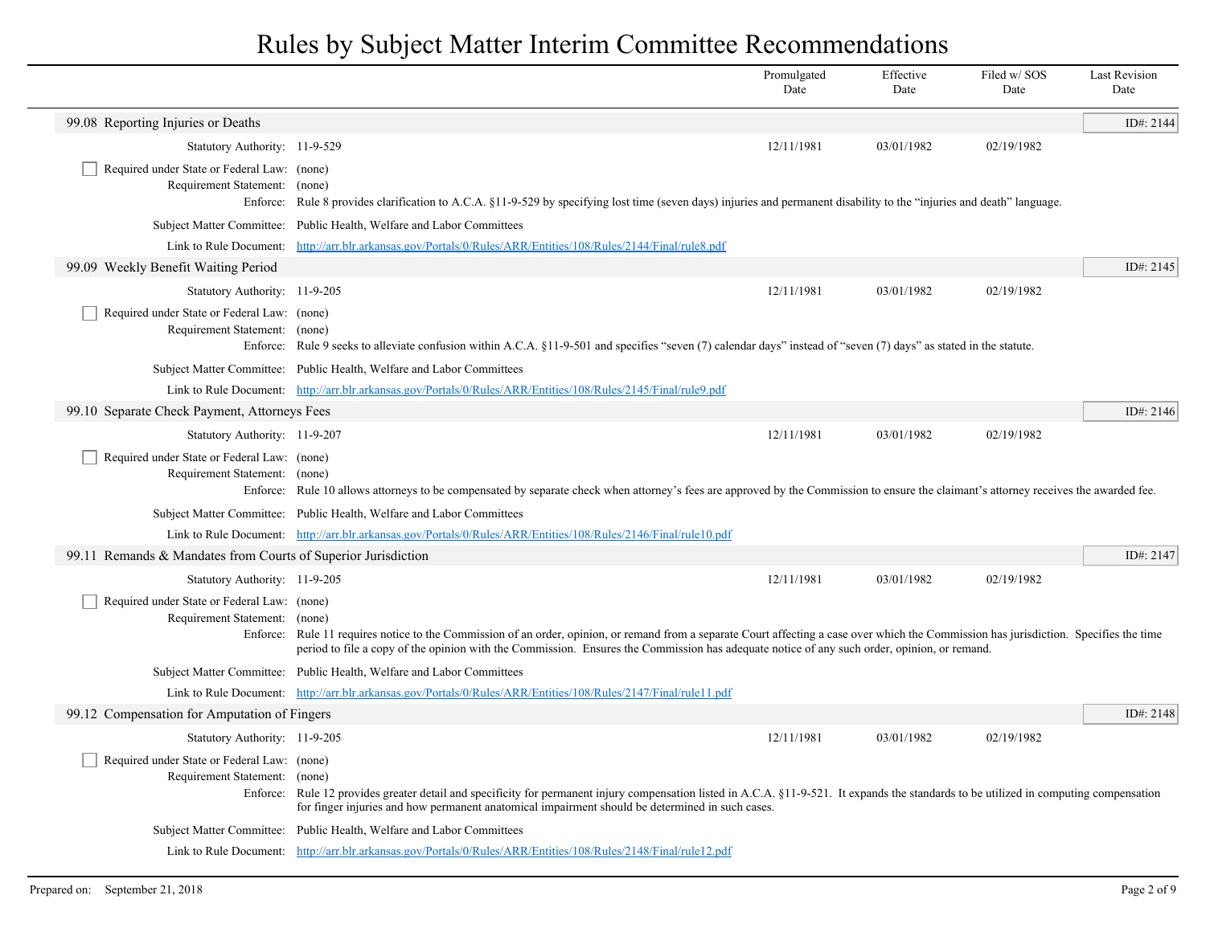# Rules by Subject Matter Interim Committee Recommendations

| | Promulgated Date | Effective Date | Filed w/ SOS Date | Last Revision Date |
|---|---|---|---|---|

## 99.08 Reporting Injuries or Deaths

ID#: 2144

| | Promulgated Date | Effective Date | Filed w/ SOS Date | Last Revision Date |
|---|---|---|---|---|
| Statutory Authority: 11-9-529 | 12/11/1981 | 03/01/1982 | 02/19/1982 | |

- [ ] Required under State or Federal Law: (none)

Requirement Statement: (none)

Enforce: Rule 8 provides clarification to A.C.A. §11-9-529 by specifying lost time (seven days) injuries and permanent disability to the "injuries and death" language.

Subject Matter Committee: Public Health, Welfare and Labor Committees

Link to Rule Document: http://arr.blr.arkansas.gov/Portals/0/Rules/ARR/Entities/108/Rules/2144/Final/rule8.pdf

## 99.09 Weekly Benefit Waiting Period

ID#: 2145

| | Promulgated Date | Effective Date | Filed w/ SOS Date | Last Revision Date |
|---|---|---|---|---|
| Statutory Authority: 11-9-205 | 12/11/1981 | 03/01/1982 | 02/19/1982 | |

- [ ] Required under State or Federal Law: (none)

Requirement Statement: (none)

Enforce: Rule 9 seeks to alleviate confusion within A.C.A. §11-9-501 and specifies "seven (7) calendar days" instead of "seven (7) days" as stated in the statute.

Subject Matter Committee: Public Health, Welfare and Labor Committees

Link to Rule Document: http://arr.blr.arkansas.gov/Portals/0/Rules/ARR/Entities/108/Rules/2145/Final/rule9.pdf

## 99.10 Separate Check Payment, Attorneys Fees

ID#: 2146

| | Promulgated Date | Effective Date | Filed w/ SOS Date | Last Revision Date |
|---|---|---|---|---|
| Statutory Authority: 11-9-207 | 12/11/1981 | 03/01/1982 | 02/19/1982 | |

- [ ] Required under State or Federal Law: (none)

Requirement Statement: (none)

Enforce: Rule 10 allows attorneys to be compensated by separate check when attorney's fees are approved by the Commission to ensure the claimant's attorney receives the awarded fee.

Subject Matter Committee: Public Health, Welfare and Labor Committees

Link to Rule Document: http://arr.blr.arkansas.gov/Portals/0/Rules/ARR/Entities/108/Rules/2146/Final/rule10.pdf

## 99.11 Remands & Mandates from Courts of Superior Jurisdiction

ID#: 2147

| | Promulgated Date | Effective Date | Filed w/ SOS Date | Last Revision Date |
|---|---|---|---|---|
| Statutory Authority: 11-9-205 | 12/11/1981 | 03/01/1982 | 02/19/1982 | |

- [ ] Required under State or Federal Law: (none)

Requirement Statement: (none)

Enforce: Rule 11 requires notice to the Commission of an order, opinion, or remand from a separate Court affecting a case over which the Commission has jurisdiction. Specifies the time period to file a copy of the opinion with the Commission. Ensures the Commission has adequate notice of any such order, opinion, or remand.

Subject Matter Committee: Public Health, Welfare and Labor Committees

Link to Rule Document: http://arr.blr.arkansas.gov/Portals/0/Rules/ARR/Entities/108/Rules/2147/Final/rule11.pdf

## 99.12 Compensation for Amputation of Fingers

ID#: 2148

| | Promulgated Date | Effective Date | Filed w/ SOS Date | Last Revision Date |
|---|---|---|---|---|
| Statutory Authority: 11-9-205 | 12/11/1981 | 03/01/1982 | 02/19/1982 | |

- [ ] Required under State or Federal Law: (none)

Requirement Statement: (none)

Enforce: Rule 12 provides greater detail and specificity for permanent injury compensation listed in A.C.A. §11-9-521. It expands the standards to be utilized in computing compensation for finger injuries and how permanent anatomical impairment should be determined in such cases.

Subject Matter Committee: Public Health, Welfare and Labor Committees

Link to Rule Document: http://arr.blr.arkansas.gov/Portals/0/Rules/ARR/Entities/108/Rules/2148/Final/rule12.pdf

Prepared on: September 21, 2018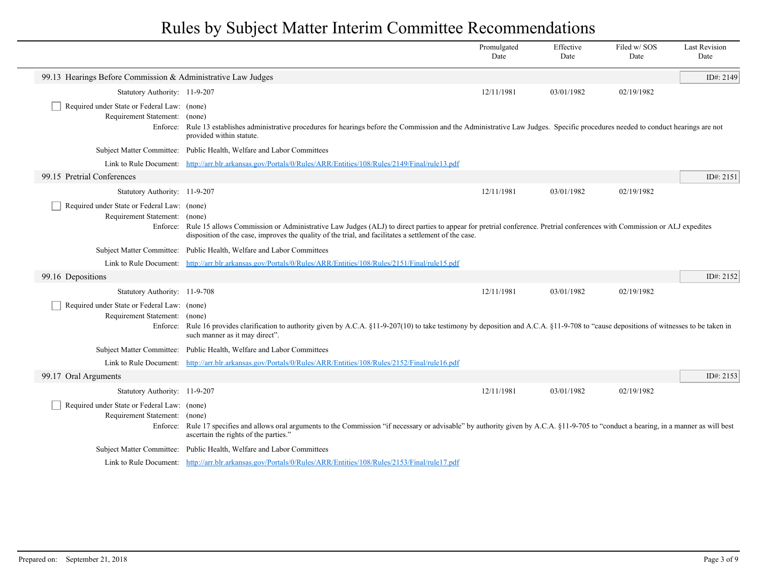# Rules by Subject Matter Interim Committee Recommendations

| | Promulgated Date | Effective Date | Filed w/ SOS Date | Last Revision Date |
|---|---|---|---|---|

## 99.13 Hearings Before Commission & Administrative Law Judges

ID#: 2149

| | Promulgated Date | Effective Date | Filed w/ SOS Date | Last Revision Date |
|---|---|---|---|---|
| Statutory Authority: 11-9-207 | 12/11/1981 | 03/01/1982 | 02/19/1982 | |

☐ Required under State or Federal Law: (none)

Requirement Statement: (none)

Enforce: Rule 13 establishes administrative procedures for hearings before the Commission and the Administrative Law Judges. Specific procedures needed to conduct hearings are not provided within statute.

Subject Matter Committee: Public Health, Welfare and Labor Committees

Link to Rule Document: http://arr.blr.arkansas.gov/Portals/0/Rules/ARR/Entities/108/Rules/2149/Final/rule13.pdf

## 99.15 Pretrial Conferences

ID#: 2151

| | Promulgated Date | Effective Date | Filed w/ SOS Date | Last Revision Date |
|---|---|---|---|---|
| Statutory Authority: 11-9-207 | 12/11/1981 | 03/01/1982 | 02/19/1982 | |

☐ Required under State or Federal Law: (none)

Requirement Statement: (none)

Enforce: Rule 15 allows Commission or Administrative Law Judges (ALJ) to direct parties to appear for pretrial conference. Pretrial conferences with Commission or ALJ expedites disposition of the case, improves the quality of the trial, and facilitates a settlement of the case.

Subject Matter Committee: Public Health, Welfare and Labor Committees

Link to Rule Document: http://arr.blr.arkansas.gov/Portals/0/Rules/ARR/Entities/108/Rules/2151/Final/rule15.pdf

## 99.16 Depositions

ID#: 2152

| | Promulgated Date | Effective Date | Filed w/ SOS Date | Last Revision Date |
|---|---|---|---|---|
| Statutory Authority: 11-9-708 | 12/11/1981 | 03/01/1982 | 02/19/1982 | |

☐ Required under State or Federal Law: (none)

Requirement Statement: (none)

Enforce: Rule 16 provides clarification to authority given by A.C.A. §11-9-207(10) to take testimony by deposition and A.C.A. §11-9-708 to "cause depositions of witnesses to be taken in such manner as it may direct".

Subject Matter Committee: Public Health, Welfare and Labor Committees

Link to Rule Document: http://arr.blr.arkansas.gov/Portals/0/Rules/ARR/Entities/108/Rules/2152/Final/rule16.pdf

## 99.17 Oral Arguments

ID#: 2153

| | Promulgated Date | Effective Date | Filed w/ SOS Date | Last Revision Date |
|---|---|---|---|---|
| Statutory Authority: 11-9-207 | 12/11/1981 | 03/01/1982 | 02/19/1982 | |

☐ Required under State or Federal Law: (none)

Requirement Statement: (none)

Enforce: Rule 17 specifies and allows oral arguments to the Commission "if necessary or advisable" by authority given by A.C.A. §11-9-705 to "conduct a hearing, in a manner as will best ascertain the rights of the parties."

Subject Matter Committee: Public Health, Welfare and Labor Committees

Link to Rule Document: http://arr.blr.arkansas.gov/Portals/0/Rules/ARR/Entities/108/Rules/2153/Final/rule17.pdf

Prepared on: September 21, 2018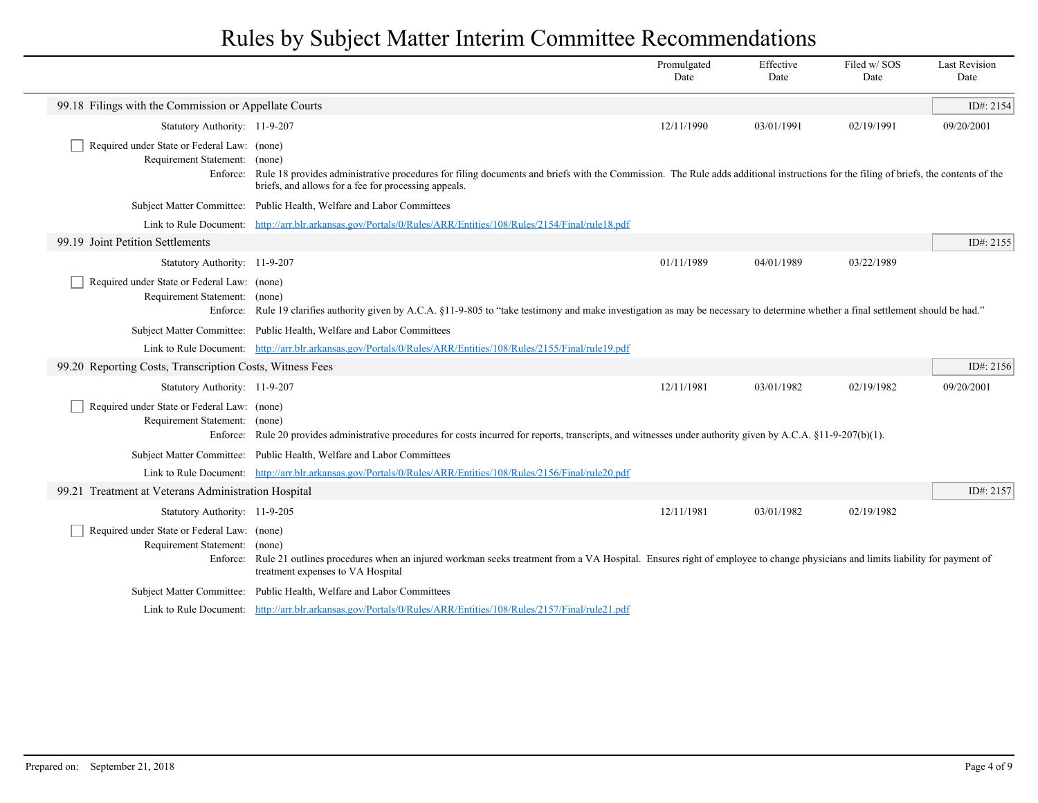# Rules by Subject Matter Interim Committee Recommendations

| | Promulgated Date | Effective Date | Filed w/ SOS Date | Last Revision Date |
|---|---|---|---|---|

## 99.18 Filings with the Commission or Appellate Courts

ID#: 2154

| | Promulgated Date | Effective Date | Filed w/ SOS Date | Last Revision Date |
|---|---|---|---|---|
| Statutory Authority: 11-9-207 | 12/11/1990 | 03/01/1991 | 02/19/1991 | 09/20/2001 |

- [ ] Required under State or Federal Law: (none)

Requirement Statement: (none)

Enforce: Rule 18 provides administrative procedures for filing documents and briefs with the Commission. The Rule adds additional instructions for the filing of briefs, the contents of the briefs, and allows for a fee for processing appeals.

Subject Matter Committee: Public Health, Welfare and Labor Committees

Link to Rule Document: http://arr.blr.arkansas.gov/Portals/0/Rules/ARR/Entities/108/Rules/2154/Final/rule18.pdf

## 99.19 Joint Petition Settlements

ID#: 2155

| | Promulgated Date | Effective Date | Filed w/ SOS Date | Last Revision Date |
|---|---|---|---|---|
| Statutory Authority: 11-9-207 | 01/11/1989 | 04/01/1989 | 03/22/1989 | |

- [ ] Required under State or Federal Law: (none)

Requirement Statement: (none)

Enforce: Rule 19 clarifies authority given by A.C.A. §11-9-805 to "take testimony and make investigation as may be necessary to determine whether a final settlement should be had."

Subject Matter Committee: Public Health, Welfare and Labor Committees

Link to Rule Document: http://arr.blr.arkansas.gov/Portals/0/Rules/ARR/Entities/108/Rules/2155/Final/rule19.pdf

## 99.20 Reporting Costs, Transcription Costs, Witness Fees

ID#: 2156

| | Promulgated Date | Effective Date | Filed w/ SOS Date | Last Revision Date |
|---|---|---|---|---|
| Statutory Authority: 11-9-207 | 12/11/1981 | 03/01/1982 | 02/19/1982 | 09/20/2001 |

- [ ] Required under State or Federal Law: (none)

Requirement Statement: (none)

Enforce: Rule 20 provides administrative procedures for costs incurred for reports, transcripts, and witnesses under authority given by A.C.A. §11-9-207(b)(1).

Subject Matter Committee: Public Health, Welfare and Labor Committees

Link to Rule Document: http://arr.blr.arkansas.gov/Portals/0/Rules/ARR/Entities/108/Rules/2156/Final/rule20.pdf

## 99.21 Treatment at Veterans Administration Hospital

ID#: 2157

| | Promulgated Date | Effective Date | Filed w/ SOS Date | Last Revision Date |
|---|---|---|---|---|
| Statutory Authority: 11-9-205 | 12/11/1981 | 03/01/1982 | 02/19/1982 | |

- [ ] Required under State or Federal Law: (none)

Requirement Statement: (none)

Enforce: Rule 21 outlines procedures when an injured workman seeks treatment from a VA Hospital. Ensures right of employee to change physicians and limits liability for payment of treatment expenses to VA Hospital

Subject Matter Committee: Public Health, Welfare and Labor Committees

Link to Rule Document: http://arr.blr.arkansas.gov/Portals/0/Rules/ARR/Entities/108/Rules/2157/Final/rule21.pdf

Prepared on: September 21, 2018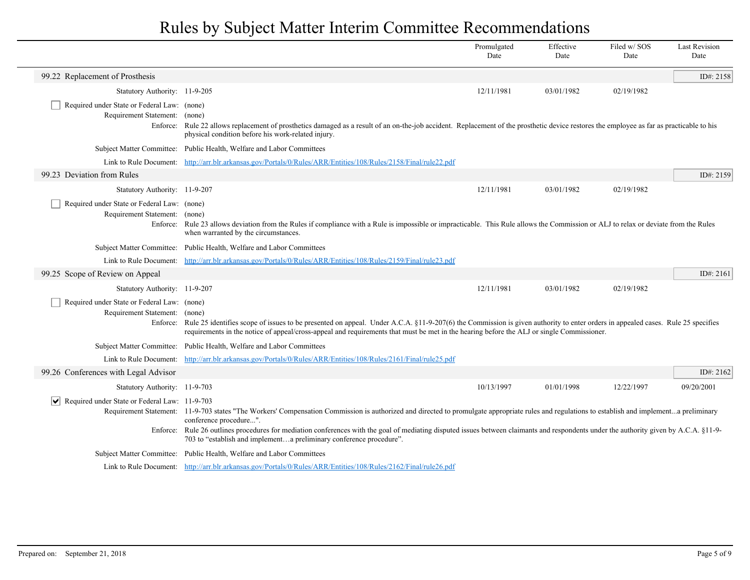# Rules by Subject Matter Interim Committee Recommendations

| | Promulgated Date | Effective Date | Filed w/ SOS Date | Last Revision Date |
|---|---|---|---|---|

## 99.22 Replacement of Prosthesis

ID#: 2158

| | Promulgated Date | Effective Date | Filed w/ SOS Date | Last Revision Date |
|---|---|---|---|---|
| Statutory Authority: 11-9-205 | 12/11/1981 | 03/01/1982 | 02/19/1982 | |

- [ ] Required under State or Federal Law: (none)

**Requirement Statement:** (none)

**Enforce:** Rule 22 allows replacement of prosthetics damaged as a result of an on-the-job accident. Replacement of the prosthetic device restores the employee as far as practicable to his physical condition before his work-related injury.

**Subject Matter Committee:** Public Health, Welfare and Labor Committees

**Link to Rule Document:** http://arr.blr.arkansas.gov/Portals/0/Rules/ARR/Entities/108/Rules/2158/Final/rule22.pdf

## 99.23 Deviation from Rules

ID#: 2159

| | Promulgated Date | Effective Date | Filed w/ SOS Date | Last Revision Date |
|---|---|---|---|---|
| Statutory Authority: 11-9-207 | 12/11/1981 | 03/01/1982 | 02/19/1982 | |

- [ ] Required under State or Federal Law: (none)

**Requirement Statement:** (none)

**Enforce:** Rule 23 allows deviation from the Rules if compliance with a Rule is impossible or impracticable. This Rule allows the Commission or ALJ to relax or deviate from the Rules when warranted by the circumstances.

**Subject Matter Committee:** Public Health, Welfare and Labor Committees

**Link to Rule Document:** http://arr.blr.arkansas.gov/Portals/0/Rules/ARR/Entities/108/Rules/2159/Final/rule23.pdf

## 99.25 Scope of Review on Appeal

ID#: 2161

| | Promulgated Date | Effective Date | Filed w/ SOS Date | Last Revision Date |
|---|---|---|---|---|
| Statutory Authority: 11-9-207 | 12/11/1981 | 03/01/1982 | 02/19/1982 | |

- [ ] Required under State or Federal Law: (none)

**Requirement Statement:** (none)

**Enforce:** Rule 25 identifies scope of issues to be presented on appeal. Under A.C.A. §11-9-207(6) the Commission is given authority to enter orders in appealed cases. Rule 25 specifies requirements in the notice of appeal/cross-appeal and requirements that must be met in the hearing before the ALJ or single Commissioner.

**Subject Matter Committee:** Public Health, Welfare and Labor Committees

**Link to Rule Document:** http://arr.blr.arkansas.gov/Portals/0/Rules/ARR/Entities/108/Rules/2161/Final/rule25.pdf

## 99.26 Conferences with Legal Advisor

ID#: 2162

| | Promulgated Date | Effective Date | Filed w/ SOS Date | Last Revision Date |
|---|---|---|---|---|
| Statutory Authority: 11-9-703 | 10/13/1997 | 01/01/1998 | 12/22/1997 | 09/20/2001 |

- [x] Required under State or Federal Law: 11-9-703

**Requirement Statement:** 11-9-703 states "The Workers' Compensation Commission is authorized and directed to promulgate appropriate rules and regulations to establish and implement...a preliminary conference procedure...".

**Enforce:** Rule 26 outlines procedures for mediation conferences with the goal of mediating disputed issues between claimants and respondents under the authority given by A.C.A. §11-9-703 to "establish and implement…a preliminary conference procedure".

**Subject Matter Committee:** Public Health, Welfare and Labor Committees

**Link to Rule Document:** http://arr.blr.arkansas.gov/Portals/0/Rules/ARR/Entities/108/Rules/2162/Final/rule26.pdf

Prepared on: September 21, 2018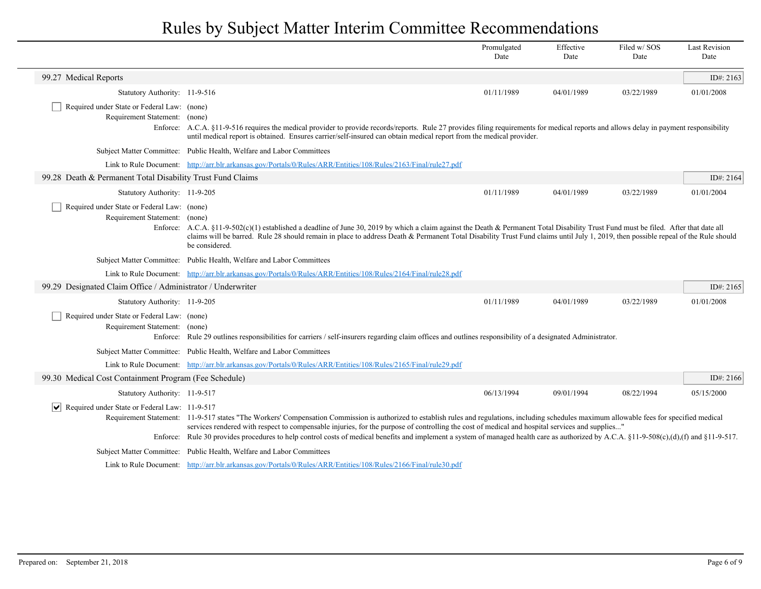# Rules by Subject Matter Interim Committee Recommendations

| | Promulgated Date | Effective Date | Filed w/ SOS Date | Last Revision Date |
|---|---|---|---|---|

## 99.27 Medical Reports

ID#: 2163

| | Promulgated Date | Effective Date | Filed w/ SOS Date | Last Revision Date |
|---|---|---|---|---|
| Statutory Authority: 11-9-516 | 01/11/1989 | 04/01/1989 | 03/22/1989 | 01/01/2008 |

- [ ] Required under State or Federal Law: (none)

**Requirement Statement:** (none)

**Enforce:** A.C.A. §11-9-516 requires the medical provider to provide records/reports. Rule 27 provides filing requirements for medical reports and allows delay in payment responsibility until medical report is obtained. Ensures carrier/self-insured can obtain medical report from the medical provider.

**Subject Matter Committee:** Public Health, Welfare and Labor Committees

**Link to Rule Document:** http://arr.blr.arkansas.gov/Portals/0/Rules/ARR/Entities/108/Rules/2163/Final/rule27.pdf

## 99.28 Death & Permanent Total Disability Trust Fund Claims

ID#: 2164

| | Promulgated Date | Effective Date | Filed w/ SOS Date | Last Revision Date |
|---|---|---|---|---|
| Statutory Authority: 11-9-205 | 01/11/1989 | 04/01/1989 | 03/22/1989 | 01/01/2004 |

- [ ] Required under State or Federal Law: (none)

**Requirement Statement:** (none)

**Enforce:** A.C.A. §11-9-502(c)(1) established a deadline of June 30, 2019 by which a claim against the Death & Permanent Total Disability Trust Fund must be filed. After that date all claims will be barred. Rule 28 should remain in place to address Death & Permanent Total Disability Trust Fund claims until July 1, 2019, then possible repeal of the Rule should be considered.

**Subject Matter Committee:** Public Health, Welfare and Labor Committees

**Link to Rule Document:** http://arr.blr.arkansas.gov/Portals/0/Rules/ARR/Entities/108/Rules/2164/Final/rule28.pdf

## 99.29 Designated Claim Office / Administrator / Underwriter

ID#: 2165

| | Promulgated Date | Effective Date | Filed w/ SOS Date | Last Revision Date |
|---|---|---|---|---|
| Statutory Authority: 11-9-205 | 01/11/1989 | 04/01/1989 | 03/22/1989 | 01/01/2008 |

- [ ] Required under State or Federal Law: (none)

**Requirement Statement:** (none)

**Enforce:** Rule 29 outlines responsibilities for carriers / self-insurers regarding claim offices and outlines responsibility of a designated Administrator.

**Subject Matter Committee:** Public Health, Welfare and Labor Committees

**Link to Rule Document:** http://arr.blr.arkansas.gov/Portals/0/Rules/ARR/Entities/108/Rules/2165/Final/rule29.pdf

## 99.30 Medical Cost Containment Program (Fee Schedule)

ID#: 2166

| | Promulgated Date | Effective Date | Filed w/ SOS Date | Last Revision Date |
|---|---|---|---|---|
| Statutory Authority: 11-9-517 | 06/13/1994 | 09/01/1994 | 08/22/1994 | 05/15/2000 |

- [x] Required under State or Federal Law: 11-9-517

**Requirement Statement:** 11-9-517 states "The Workers' Compensation Commission is authorized to establish rules and regulations, including schedules maximum allowable fees for specified medical services rendered with respect to compensable injuries, for the purpose of controlling the cost of medical and hospital services and supplies..."

**Enforce:** Rule 30 provides procedures to help control costs of medical benefits and implement a system of managed health care as authorized by A.C.A. §11-9-508(c),(d),(f) and §11-9-517.

**Subject Matter Committee:** Public Health, Welfare and Labor Committees

**Link to Rule Document:** http://arr.blr.arkansas.gov/Portals/0/Rules/ARR/Entities/108/Rules/2166/Final/rule30.pdf

Prepared on: September 21, 2018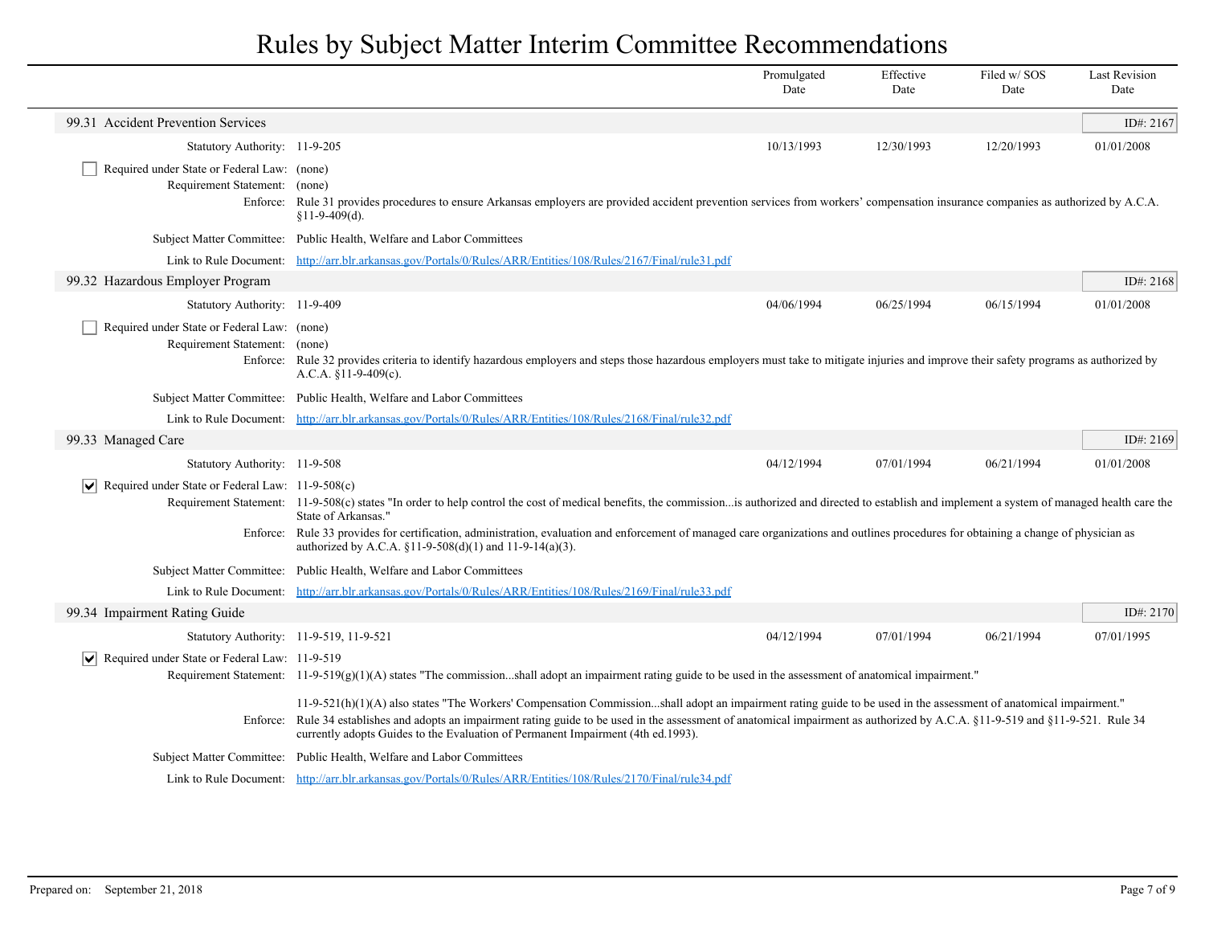# Rules by Subject Matter Interim Committee Recommendations

| | Promulgated Date | Effective Date | Filed w/ SOS Date | Last Revision Date |
|---|---|---|---|---|

## 99.31 Accident Prevention Services

ID#: 2167

| | Promulgated Date | Effective Date | Filed w/ SOS Date | Last Revision Date |
|---|---|---|---|---|
| Statutory Authority: 11-9-205 | 10/13/1993 | 12/30/1993 | 12/20/1993 | 01/01/2008 |

☐ Required under State or Federal Law: (none)

Requirement Statement: (none)

Enforce: Rule 31 provides procedures to ensure Arkansas employers are provided accident prevention services from workers' compensation insurance companies as authorized by A.C.A. §11-9-409(d).

Subject Matter Committee: Public Health, Welfare and Labor Committees

Link to Rule Document: http://arr.blr.arkansas.gov/Portals/0/Rules/ARR/Entities/108/Rules/2167/Final/rule31.pdf

## 99.32 Hazardous Employer Program

ID#: 2168

| | Promulgated Date | Effective Date | Filed w/ SOS Date | Last Revision Date |
|---|---|---|---|---|
| Statutory Authority: 11-9-409 | 04/06/1994 | 06/25/1994 | 06/15/1994 | 01/01/2008 |

☐ Required under State or Federal Law: (none)

Requirement Statement: (none)

Enforce: Rule 32 provides criteria to identify hazardous employers and steps those hazardous employers must take to mitigate injuries and improve their safety programs as authorized by A.C.A. §11-9-409(c).

Subject Matter Committee: Public Health, Welfare and Labor Committees

Link to Rule Document: http://arr.blr.arkansas.gov/Portals/0/Rules/ARR/Entities/108/Rules/2168/Final/rule32.pdf

## 99.33 Managed Care

ID#: 2169

| | Promulgated Date | Effective Date | Filed w/ SOS Date | Last Revision Date |
|---|---|---|---|---|
| Statutory Authority: 11-9-508 | 04/12/1994 | 07/01/1994 | 06/21/1994 | 01/01/2008 |

☑ Required under State or Federal Law: 11-9-508(c)

Requirement Statement: 11-9-508(c) states "In order to help control the cost of medical benefits, the commission...is authorized and directed to establish and implement a system of managed health care the State of Arkansas."

Enforce: Rule 33 provides for certification, administration, evaluation and enforcement of managed care organizations and outlines procedures for obtaining a change of physician as authorized by A.C.A. §11-9-508(d)(1) and 11-9-14(a)(3).

Subject Matter Committee: Public Health, Welfare and Labor Committees

Link to Rule Document: http://arr.blr.arkansas.gov/Portals/0/Rules/ARR/Entities/108/Rules/2169/Final/rule33.pdf

## 99.34 Impairment Rating Guide

ID#: 2170

| | Promulgated Date | Effective Date | Filed w/ SOS Date | Last Revision Date |
|---|---|---|---|---|
| Statutory Authority: 11-9-519, 11-9-521 | 04/12/1994 | 07/01/1994 | 06/21/1994 | 07/01/1995 |

☑ Required under State or Federal Law: 11-9-519

Requirement Statement: 11-9-519(g)(1)(A) states "The commission...shall adopt an impairment rating guide to be used in the assessment of anatomical impairment."

11-9-521(h)(1)(A) also states "The Workers' Compensation Commission...shall adopt an impairment rating guide to be used in the assessment of anatomical impairment."

Enforce: Rule 34 establishes and adopts an impairment rating guide to be used in the assessment of anatomical impairment as authorized by A.C.A. §11-9-519 and §11-9-521. Rule 34 currently adopts Guides to the Evaluation of Permanent Impairment (4th ed.1993).

Subject Matter Committee: Public Health, Welfare and Labor Committees

Link to Rule Document: http://arr.blr.arkansas.gov/Portals/0/Rules/ARR/Entities/108/Rules/2170/Final/rule34.pdf

Prepared on: September 21, 2018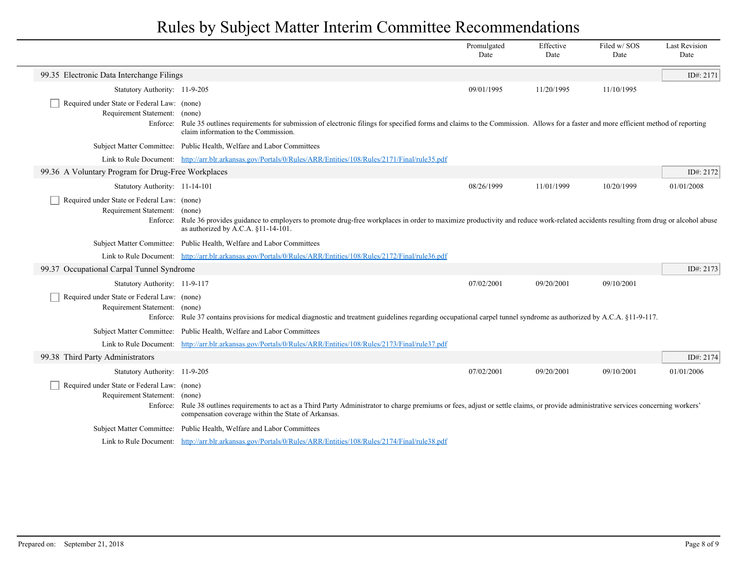# Rules by Subject Matter Interim Committee Recommendations

| | Promulgated Date | Effective Date | Filed w/ SOS Date | Last Revision Date |
|---|---|---|---|---|

## 99.35 Electronic Data Interchange Filings

ID#: 2171

| | Promulgated Date | Effective Date | Filed w/ SOS Date | Last Revision Date |
|---|---|---|---|---|
| Statutory Authority: 11-9-205 | 09/01/1995 | 11/20/1995 | 11/10/1995 | |

- [ ] Required under State or Federal Law: (none)

Requirement Statement: (none)

Enforce: Rule 35 outlines requirements for submission of electronic filings for specified forms and claims to the Commission. Allows for a faster and more efficient method of reporting claim information to the Commission.

Subject Matter Committee: Public Health, Welfare and Labor Committees

Link to Rule Document: http://arr.blr.arkansas.gov/Portals/0/Rules/ARR/Entities/108/Rules/2171/Final/rule35.pdf

## 99.36 A Voluntary Program for Drug-Free Workplaces

ID#: 2172

| | Promulgated Date | Effective Date | Filed w/ SOS Date | Last Revision Date |
|---|---|---|---|---|
| Statutory Authority: 11-14-101 | 08/26/1999 | 11/01/1999 | 10/20/1999 | 01/01/2008 |

- [ ] Required under State or Federal Law: (none)

Requirement Statement: (none)

Enforce: Rule 36 provides guidance to employers to promote drug-free workplaces in order to maximize productivity and reduce work-related accidents resulting from drug or alcohol abuse as authorized by A.C.A. §11-14-101.

Subject Matter Committee: Public Health, Welfare and Labor Committees

Link to Rule Document: http://arr.blr.arkansas.gov/Portals/0/Rules/ARR/Entities/108/Rules/2172/Final/rule36.pdf

## 99.37 Occupational Carpal Tunnel Syndrome

ID#: 2173

| | Promulgated Date | Effective Date | Filed w/ SOS Date | Last Revision Date |
|---|---|---|---|---|
| Statutory Authority: 11-9-117 | 07/02/2001 | 09/20/2001 | 09/10/2001 | |

- [ ] Required under State or Federal Law: (none)

Requirement Statement: (none)

Enforce: Rule 37 contains provisions for medical diagnostic and treatment guidelines regarding occupational carpel tunnel syndrome as authorized by A.C.A. §11-9-117.

Subject Matter Committee: Public Health, Welfare and Labor Committees

Link to Rule Document: http://arr.blr.arkansas.gov/Portals/0/Rules/ARR/Entities/108/Rules/2173/Final/rule37.pdf

## 99.38 Third Party Administrators

ID#: 2174

| | Promulgated Date | Effective Date | Filed w/ SOS Date | Last Revision Date |
|---|---|---|---|---|
| Statutory Authority: 11-9-205 | 07/02/2001 | 09/20/2001 | 09/10/2001 | 01/01/2006 |

- [ ] Required under State or Federal Law: (none)

Requirement Statement: (none)

Enforce: Rule 38 outlines requirements to act as a Third Party Administrator to charge premiums or fees, adjust or settle claims, or provide administrative services concerning workers' compensation coverage within the State of Arkansas.

Subject Matter Committee: Public Health, Welfare and Labor Committees

Link to Rule Document: http://arr.blr.arkansas.gov/Portals/0/Rules/ARR/Entities/108/Rules/2174/Final/rule38.pdf

Prepared on: September 21, 2018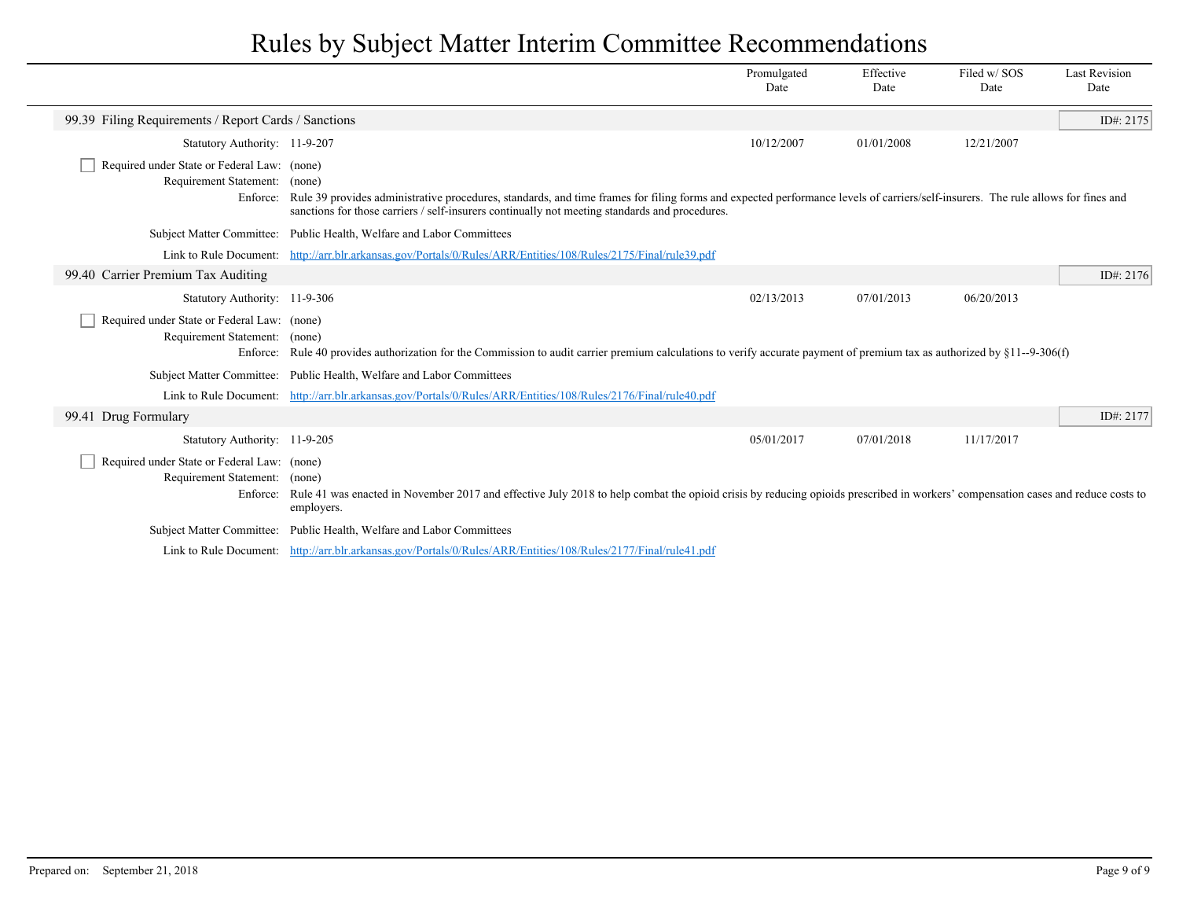# Rules by Subject Matter Interim Committee Recommendations

| | Promulgated Date | Effective Date | Filed w/ SOS Date | Last Revision Date |
|---|---|---|---|---|

## 99.39 Filing Requirements / Report Cards / Sanctions

ID#: 2175

| | Promulgated Date | Effective Date | Filed w/ SOS Date | Last Revision Date |
|---|---|---|---|---|
| Statutory Authority: 11-9-207 | 10/12/2007 | 01/01/2008 | 12/21/2007 | |

- [ ] Required under State or Federal Law: (none)

Requirement Statement: (none)

Enforce: Rule 39 provides administrative procedures, standards, and time frames for filing forms and expected performance levels of carriers/self-insurers. The rule allows for fines and sanctions for those carriers / self-insurers continually not meeting standards and procedures.

Subject Matter Committee: Public Health, Welfare and Labor Committees

Link to Rule Document: http://arr.blr.arkansas.gov/Portals/0/Rules/ARR/Entities/108/Rules/2175/Final/rule39.pdf

## 99.40 Carrier Premium Tax Auditing

ID#: 2176

| | Promulgated Date | Effective Date | Filed w/ SOS Date | Last Revision Date |
|---|---|---|---|---|
| Statutory Authority: 11-9-306 | 02/13/2013 | 07/01/2013 | 06/20/2013 | |

- [ ] Required under State or Federal Law: (none)

Requirement Statement: (none)

Enforce: Rule 40 provides authorization for the Commission to audit carrier premium calculations to verify accurate payment of premium tax as authorized by §11--9-306(f)

Subject Matter Committee: Public Health, Welfare and Labor Committees

Link to Rule Document: http://arr.blr.arkansas.gov/Portals/0/Rules/ARR/Entities/108/Rules/2176/Final/rule40.pdf

## 99.41 Drug Formulary

ID#: 2177

| | Promulgated Date | Effective Date | Filed w/ SOS Date | Last Revision Date |
|---|---|---|---|---|
| Statutory Authority: 11-9-205 | 05/01/2017 | 07/01/2018 | 11/17/2017 | |

- [ ] Required under State or Federal Law: (none)

Requirement Statement: (none)

Enforce: Rule 41 was enacted in November 2017 and effective July 2018 to help combat the opioid crisis by reducing opioids prescribed in workers' compensation cases and reduce costs to employers.

Subject Matter Committee: Public Health, Welfare and Labor Committees

Link to Rule Document: http://arr.blr.arkansas.gov/Portals/0/Rules/ARR/Entities/108/Rules/2177/Final/rule41.pdf

Prepared on: September 21, 2018